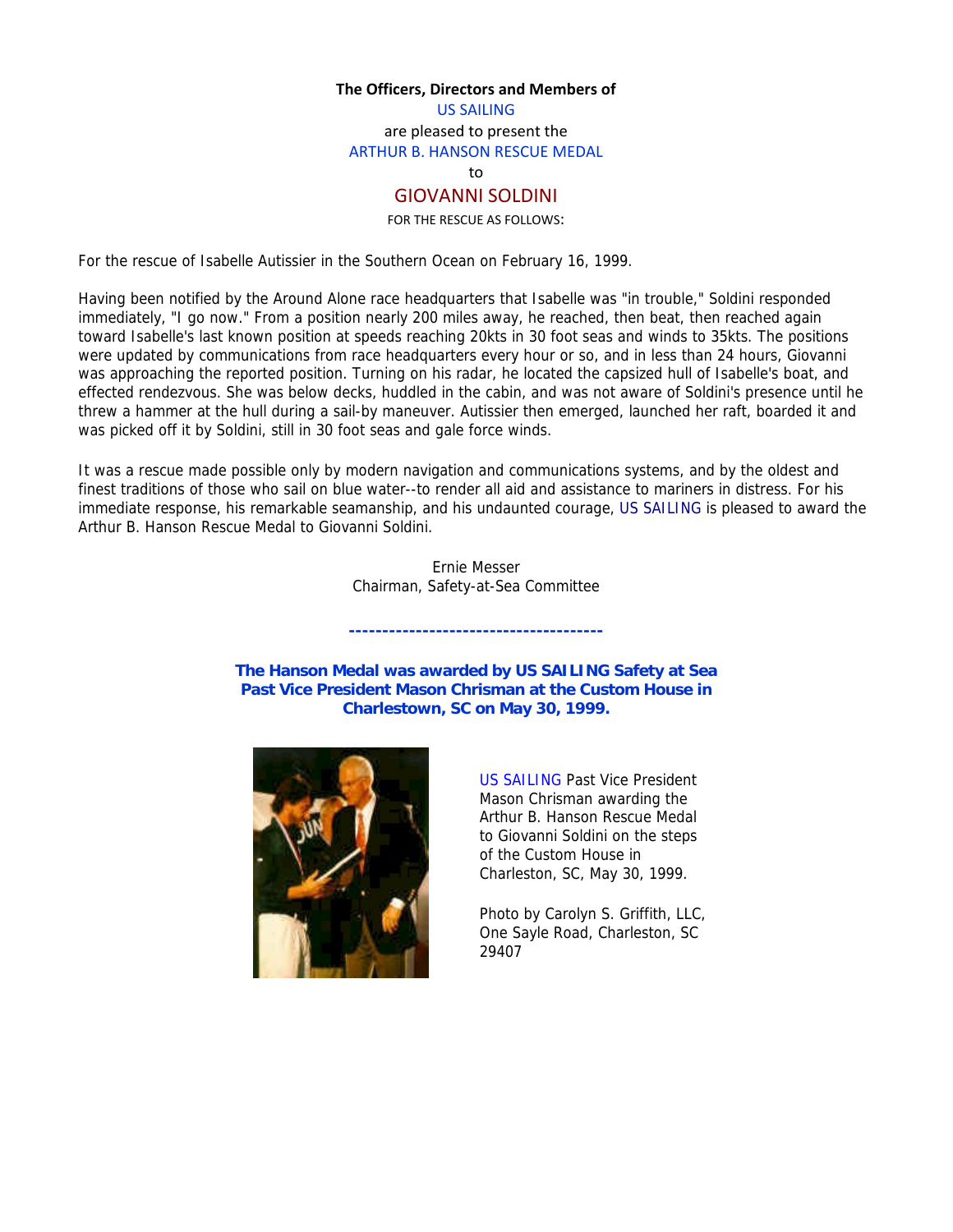**The Officers, Directors and Members of**

US SAILING

are pleased to present the

ARTHUR B. HANSON RESCUE MEDAL

to

# GIOVANNI SOLDINI

FOR THE RESCUE AS FOLLOWS:

For the rescue of Isabelle Autissier in the Southern Ocean on February 16, 1999.

Having been notified by the Around Alone race headquarters that Isabelle was "in trouble," Soldini responded immediately, "I go now." From a position nearly 200 miles away, he reached, then beat, then reached again toward Isabelle's last known position at speeds reaching 20kts in 30 foot seas and winds to 35kts. The positions were updated by communications from race headquarters every hour or so, and in less than 24 hours, Giovanni was approaching the reported position. Turning on his radar, he located the capsized hull of Isabelle's boat, and effected rendezvous. She was below decks, huddled in the cabin, and was not aware of Soldini's presence until he threw a hammer at the hull during a sail-by maneuver. Autissier then emerged, launched her raft, boarded it and was picked off it by Soldini, still in 30 foot seas and gale force winds.

It was a rescue made possible only by modern navigation and communications systems, and by the oldest and finest traditions of those who sail on blue water--to render all aid and assistance to mariners in distress. For his immediate response, his remarkable seamanship, and his undaunted courage, US SAILING is pleased to award the Arthur B. Hanson Rescue Medal to Giovanni Soldini.

Ernie Messer
Chairman, Safety-at-Sea Committee

---

**The Hanson Medal was awarded by US SAILING Safety at Sea Past Vice President Mason Chrisman at the Custom House in Charlestown, SC on May 30, 1999.**

US SAILING Past Vice President Mason Chrisman awarding the Arthur B. Hanson Rescue Medal to Giovanni Soldini on the steps of the Custom House in Charleston, SC, May 30, 1999.

Photo by Carolyn S. Griffith, LLC, One Sayle Road, Charleston, SC 29407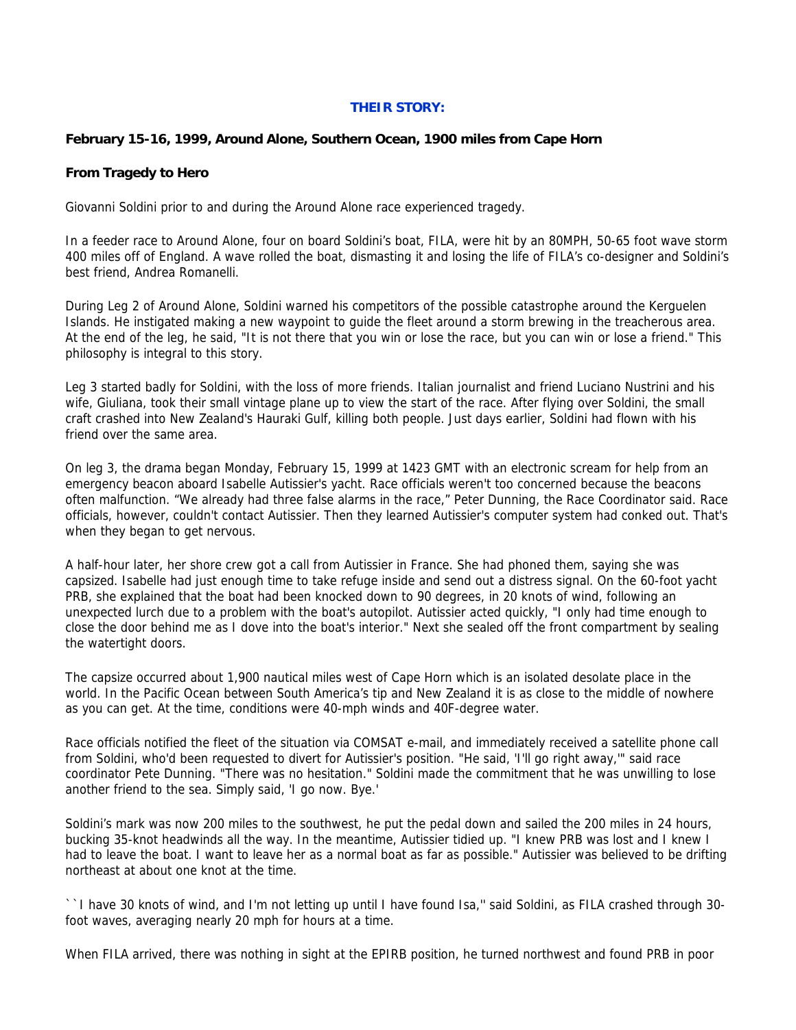**THEIR STORY:**

**February 15-16, 1999, Around Alone, Southern Ocean, 1900 miles from Cape Horn**

**From Tragedy to Hero**

Giovanni Soldini prior to and during the Around Alone race experienced tragedy.

In a feeder race to Around Alone, four on board Soldini's boat, FILA, were hit by an 80MPH, 50-65 foot wave storm 400 miles off of England. A wave rolled the boat, dismasting it and losing the life of FILA's co-designer and Soldini's best friend, Andrea Romanelli.

During Leg 2 of Around Alone, Soldini warned his competitors of the possible catastrophe around the Kerguelen Islands. He instigated making a new waypoint to guide the fleet around a storm brewing in the treacherous area. At the end of the leg, he said, "It is not there that you win or lose the race, but you can win or lose a friend." This philosophy is integral to this story.

Leg 3 started badly for Soldini, with the loss of more friends. Italian journalist and friend Luciano Nustrini and his wife, Giuliana, took their small vintage plane up to view the start of the race. After flying over Soldini, the small craft crashed into New Zealand's Hauraki Gulf, killing both people. Just days earlier, Soldini had flown with his friend over the same area.

On leg 3, the drama began Monday, February 15, 1999 at 1423 GMT with an electronic scream for help from an emergency beacon aboard Isabelle Autissier's yacht. Race officials weren't too concerned because the beacons often malfunction. "We already had three false alarms in the race," Peter Dunning, the Race Coordinator said. Race officials, however, couldn't contact Autissier. Then they learned Autissier's computer system had conked out. That's when they began to get nervous.

A half-hour later, her shore crew got a call from Autissier in France. She had phoned them, saying she was capsized. Isabelle had just enough time to take refuge inside and send out a distress signal. On the 60-foot yacht PRB, she explained that the boat had been knocked down to 90 degrees, in 20 knots of wind, following an unexpected lurch due to a problem with the boat's autopilot. Autissier acted quickly, "I only had time enough to close the door behind me as I dove into the boat's interior." Next she sealed off the front compartment by sealing the watertight doors.

The capsize occurred about 1,900 nautical miles west of Cape Horn which is an isolated desolate place in the world. In the Pacific Ocean between South America's tip and New Zealand it is as close to the middle of nowhere as you can get. At the time, conditions were 40-mph winds and 40F-degree water.

Race officials notified the fleet of the situation via COMSAT e-mail, and immediately received a satellite phone call from Soldini, who'd been requested to divert for Autissier's position. "He said, 'I'll go right away,'" said race coordinator Pete Dunning. "There was no hesitation." Soldini made the commitment that he was unwilling to lose another friend to the sea. Simply said, 'I go now. Bye.'

Soldini's mark was now 200 miles to the southwest, he put the pedal down and sailed the 200 miles in 24 hours, bucking 35-knot headwinds all the way. In the meantime, Autissier tidied up. "I knew PRB was lost and I knew I had to leave the boat. I want to leave her as a normal boat as far as possible." Autissier was believed to be drifting northeast at about one knot at the time.

``I have 30 knots of wind, and I'm not letting up until I have found Isa,'' said Soldini, as FILA crashed through 30-foot waves, averaging nearly 20 mph for hours at a time.

When FILA arrived, there was nothing in sight at the EPIRB position, he turned northwest and found PRB in poor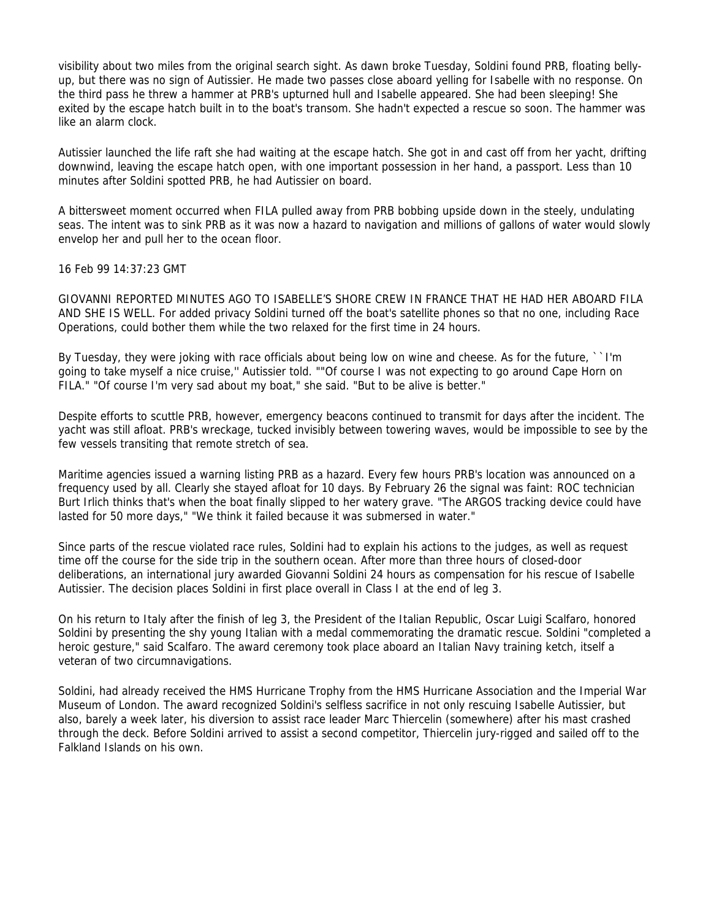visibility about two miles from the original search sight. As dawn broke Tuesday, Soldini found PRB, floating belly-up, but there was no sign of Autissier. He made two passes close aboard yelling for Isabelle with no response. On the third pass he threw a hammer at PRB's upturned hull and Isabelle appeared. She had been sleeping! She exited by the escape hatch built in to the boat's transom. She hadn't expected a rescue so soon. The hammer was like an alarm clock.

Autissier launched the life raft she had waiting at the escape hatch. She got in and cast off from her yacht, drifting downwind, leaving the escape hatch open, with one important possession in her hand, a passport. Less than 10 minutes after Soldini spotted PRB, he had Autissier on board.

A bittersweet moment occurred when FILA pulled away from PRB bobbing upside down in the steely, undulating seas. The intent was to sink PRB as it was now a hazard to navigation and millions of gallons of water would slowly envelop her and pull her to the ocean floor.

16 Feb 99 14:37:23 GMT

GIOVANNI REPORTED MINUTES AGO TO ISABELLE'S SHORE CREW IN FRANCE THAT HE HAD HER ABOARD FILA AND SHE IS WELL. For added privacy Soldini turned off the boat's satellite phones so that no one, including Race Operations, could bother them while the two relaxed for the first time in 24 hours.

By Tuesday, they were joking with race officials about being low on wine and cheese. As for the future, ``I'm going to take myself a nice cruise,'' Autissier told. ""Of course I was not expecting to go around Cape Horn on FILA." "Of course I'm very sad about my boat," she said. "But to be alive is better."

Despite efforts to scuttle PRB, however, emergency beacons continued to transmit for days after the incident. The yacht was still afloat. PRB's wreckage, tucked invisibly between towering waves, would be impossible to see by the few vessels transiting that remote stretch of sea.

Maritime agencies issued a warning listing PRB as a hazard. Every few hours PRB's location was announced on a frequency used by all. Clearly she stayed afloat for 10 days. By February 26 the signal was faint: ROC technician Burt Irlich thinks that's when the boat finally slipped to her watery grave. "The ARGOS tracking device could have lasted for 50 more days," "We think it failed because it was submersed in water."

Since parts of the rescue violated race rules, Soldini had to explain his actions to the judges, as well as request time off the course for the side trip in the southern ocean. After more than three hours of closed-door deliberations, an international jury awarded Giovanni Soldini 24 hours as compensation for his rescue of Isabelle Autissier. The decision places Soldini in first place overall in Class I at the end of leg 3.

On his return to Italy after the finish of leg 3, the President of the Italian Republic, Oscar Luigi Scalfaro, honored Soldini by presenting the shy young Italian with a medal commemorating the dramatic rescue. Soldini "completed a heroic gesture," said Scalfaro. The award ceremony took place aboard an Italian Navy training ketch, itself a veteran of two circumnavigations.

Soldini, had already received the HMS Hurricane Trophy from the HMS Hurricane Association and the Imperial War Museum of London. The award recognized Soldini's selfless sacrifice in not only rescuing Isabelle Autissier, but also, barely a week later, his diversion to assist race leader Marc Thiercelin (somewhere) after his mast crashed through the deck. Before Soldini arrived to assist a second competitor, Thiercelin jury-rigged and sailed off to the Falkland Islands on his own.